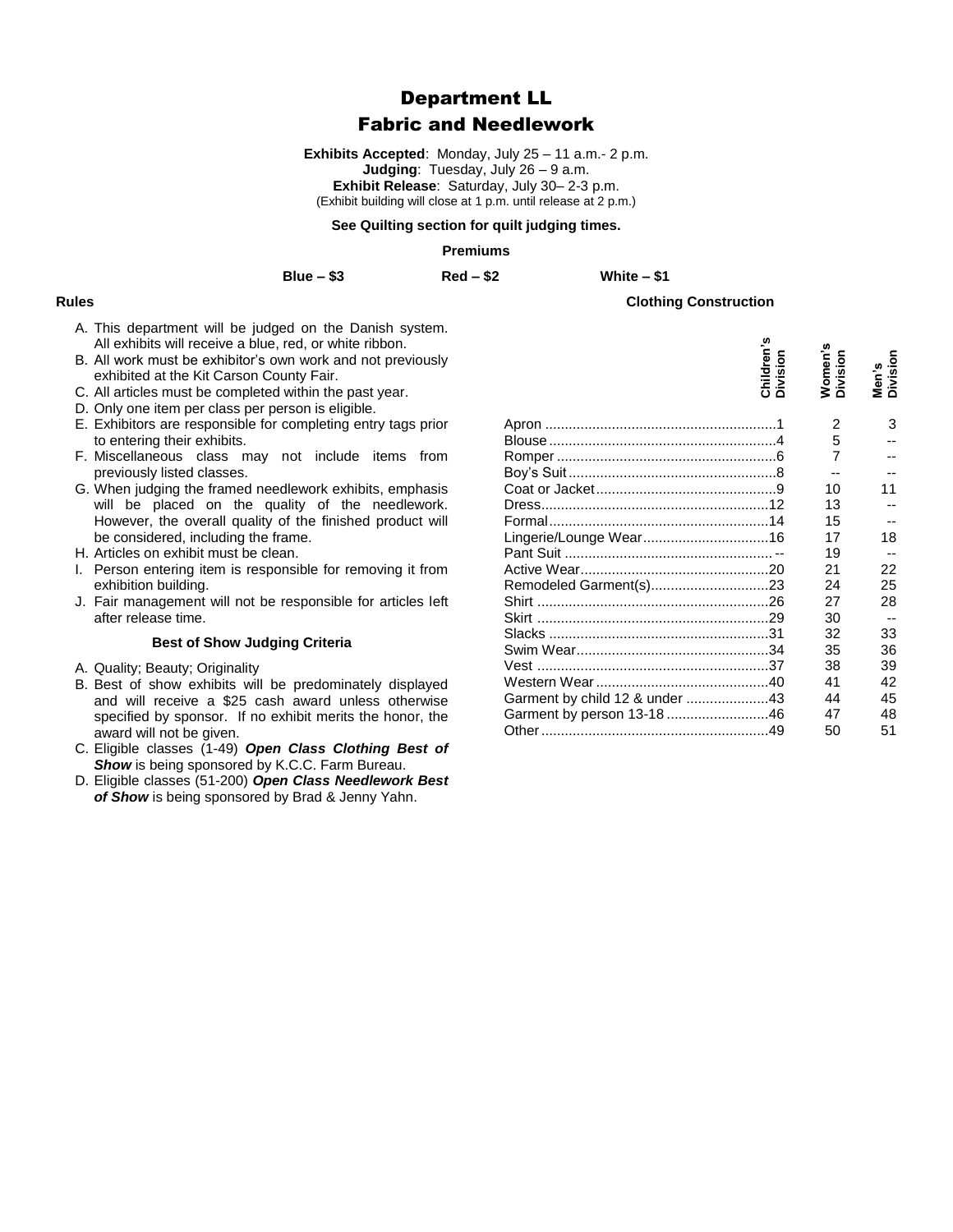# Department LL
# Fabric and Needlework

**Exhibits Accepted**: Monday, July 25 – 11 a.m.- 2 p.m.
**Judging**: Tuesday, July 26 – 9 a.m.
**Exhibit Release**: Saturday, July 30– 2-3 p.m.
(Exhibit building will close at 1 p.m. until release at 2 p.m.)

**See Quilting section for quilt judging times.**

**Premiums**

**Blue – $3** **Red – $2** **White – $1**

### Rules

A. This department will be judged on the Danish system. All exhibits will receive a blue, red, or white ribbon.
B. All work must be exhibitor's own work and not previously exhibited at the Kit Carson County Fair.
C. All articles must be completed within the past year.
D. Only one item per class per person is eligible.
E. Exhibitors are responsible for completing entry tags prior to entering their exhibits.
F. Miscellaneous class may not include items from previously listed classes.
G. When judging the framed needlework exhibits, emphasis will be placed on the quality of the needlework. However, the overall quality of the finished product will be considered, including the frame.
H. Articles on exhibit must be clean.
I. Person entering item is responsible for removing it from exhibition building.
J. Fair management will not be responsible for articles left after release time.

### Best of Show Judging Criteria

A. Quality; Beauty; Originality
B. Best of show exhibits will be predominately displayed and will receive a $25 cash award unless otherwise specified by sponsor. If no exhibit merits the honor, the award will not be given.
C. Eligible classes (1-49) ***Open Class Clothing Best of Show*** is being sponsored by K.C.C. Farm Bureau.
D. Eligible classes (51-200) ***Open Class Needlework Best of Show*** is being sponsored by Brad & Jenny Yahn.

### Clothing Construction

| | Children's Division | Women's Division | Men's Division |
|---|---|---|---|
| Apron | 1 | 2 | 3 |
| Blouse | 4 | 5 | -- |
| Romper | 6 | 7 | -- |
| Boy's Suit | 8 | -- | -- |
| Coat or Jacket | 9 | 10 | 11 |
| Dress | 12 | 13 | -- |
| Formal | 14 | 15 | -- |
| Lingerie/Lounge Wear | 16 | 17 | 18 |
| Pant Suit | -- | 19 | -- |
| Active Wear | 20 | 21 | 22 |
| Remodeled Garment(s) | 23 | 24 | 25 |
| Shirt | 26 | 27 | 28 |
| Skirt | 29 | 30 | -- |
| Slacks | 31 | 32 | 33 |
| Swim Wear | 34 | 35 | 36 |
| Vest | 37 | 38 | 39 |
| Western Wear | 40 | 41 | 42 |
| Garment by child 12 & under | 43 | 44 | 45 |
| Garment by person 13-18 | 46 | 47 | 48 |
| Other | 49 | 50 | 51 |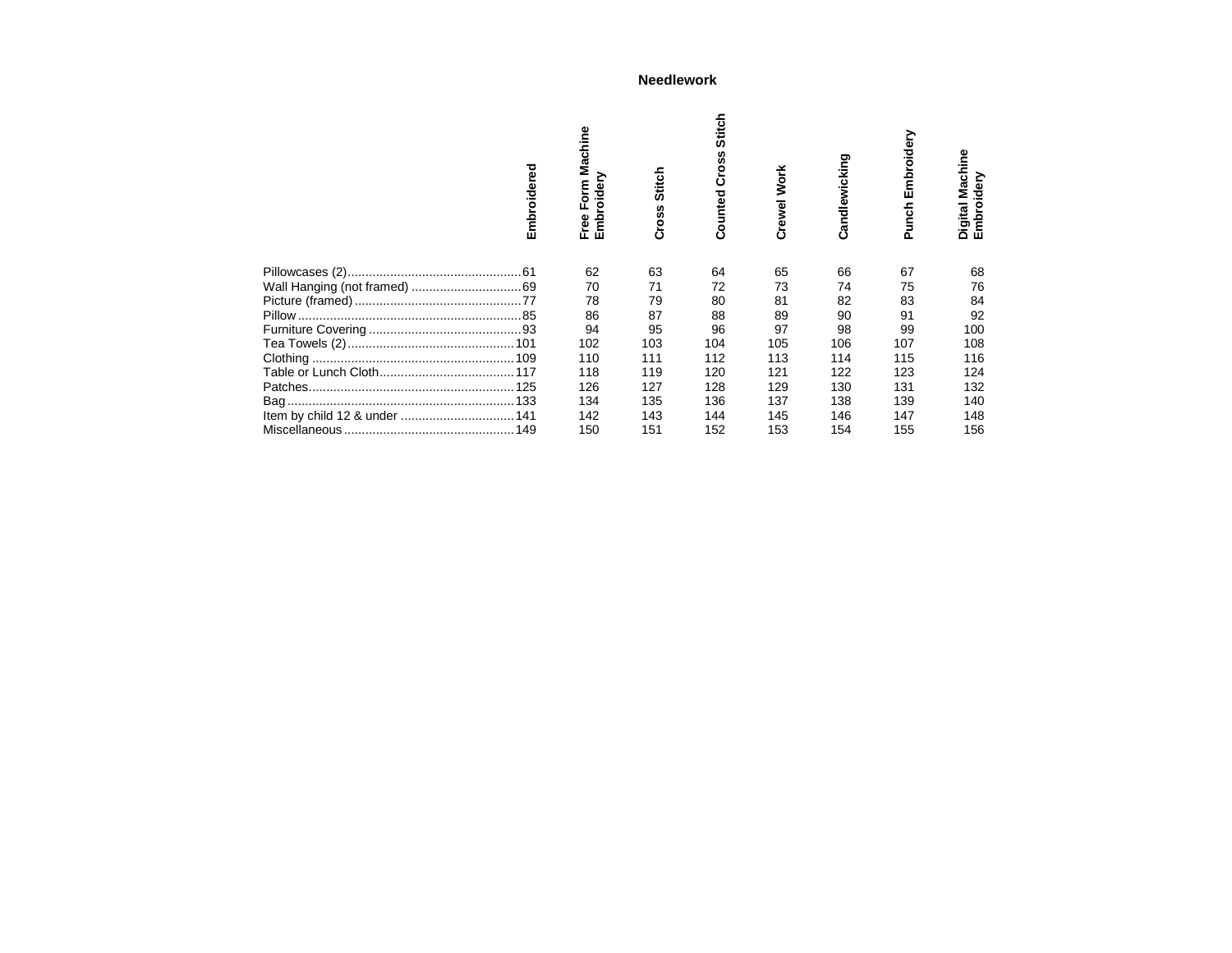## Needlework

| | Embroidered | Free Form Machine Embroidery | Cross Stitch | Counted Cross Stitch | Crewel Work | Candlewicking | Punch Embroidery | Digital Machine Embroidery |
|---|---|---|---|---|---|---|---|---|
| Pillowcases (2) | 61 | 62 | 63 | 64 | 65 | 66 | 67 | 68 |
| Wall Hanging (not framed) | 69 | 70 | 71 | 72 | 73 | 74 | 75 | 76 |
| Picture (framed) | 77 | 78 | 79 | 80 | 81 | 82 | 83 | 84 |
| Pillow | 85 | 86 | 87 | 88 | 89 | 90 | 91 | 92 |
| Furniture Covering | 93 | 94 | 95 | 96 | 97 | 98 | 99 | 100 |
| Tea Towels (2) | 101 | 102 | 103 | 104 | 105 | 106 | 107 | 108 |
| Clothing | 109 | 110 | 111 | 112 | 113 | 114 | 115 | 116 |
| Table or Lunch Cloth | 117 | 118 | 119 | 120 | 121 | 122 | 123 | 124 |
| Patches | 125 | 126 | 127 | 128 | 129 | 130 | 131 | 132 |
| Bag | 133 | 134 | 135 | 136 | 137 | 138 | 139 | 140 |
| Item by child 12 & under | 141 | 142 | 143 | 144 | 145 | 146 | 147 | 148 |
| Miscellaneous | 149 | 150 | 151 | 152 | 153 | 154 | 155 | 156 |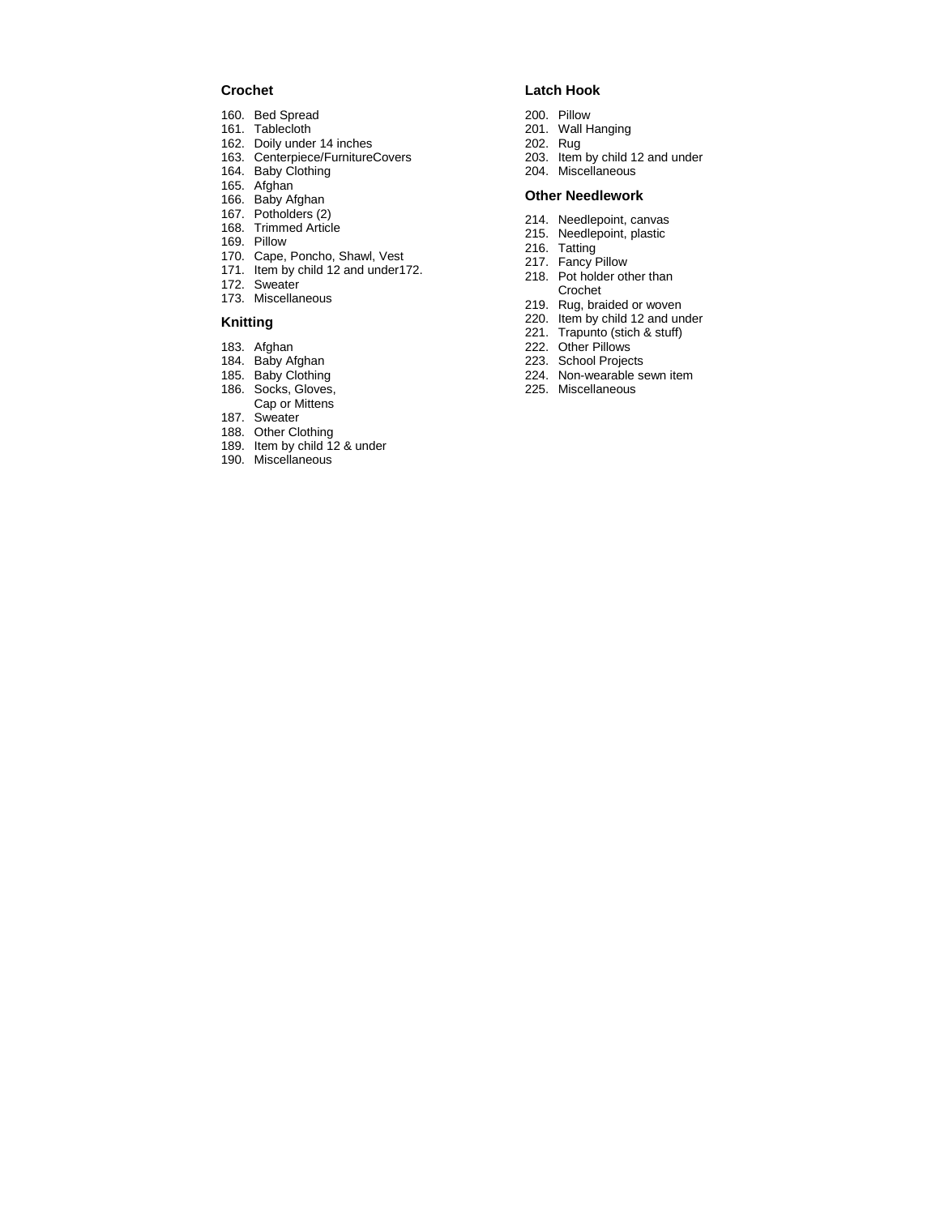### Crochet

160. Bed Spread
161. Tablecloth
162. Doily under 14 inches
163. Centerpiece/FurnitureCovers
164. Baby Clothing
165. Afghan
166. Baby Afghan
167. Potholders (2)
168. Trimmed Article
169. Pillow
170. Cape, Poncho, Shawl, Vest
171. Item by child 12 and under172.
172. Sweater
173. Miscellaneous

### Knitting

183. Afghan
184. Baby Afghan
185. Baby Clothing
186. Socks, Gloves, Cap or Mittens
187. Sweater
188. Other Clothing
189. Item by child 12 & under
190. Miscellaneous

### Latch Hook

200. Pillow
201. Wall Hanging
202. Rug
203. Item by child 12 and under
204. Miscellaneous

### Other Needlework

214. Needlepoint, canvas
215. Needlepoint, plastic
216. Tatting
217. Fancy Pillow
218. Pot holder other than Crochet
219. Rug, braided or woven
220. Item by child 12 and under
221. Trapunto (stich & stuff)
222. Other Pillows
223. School Projects
224. Non-wearable sewn item
225. Miscellaneous